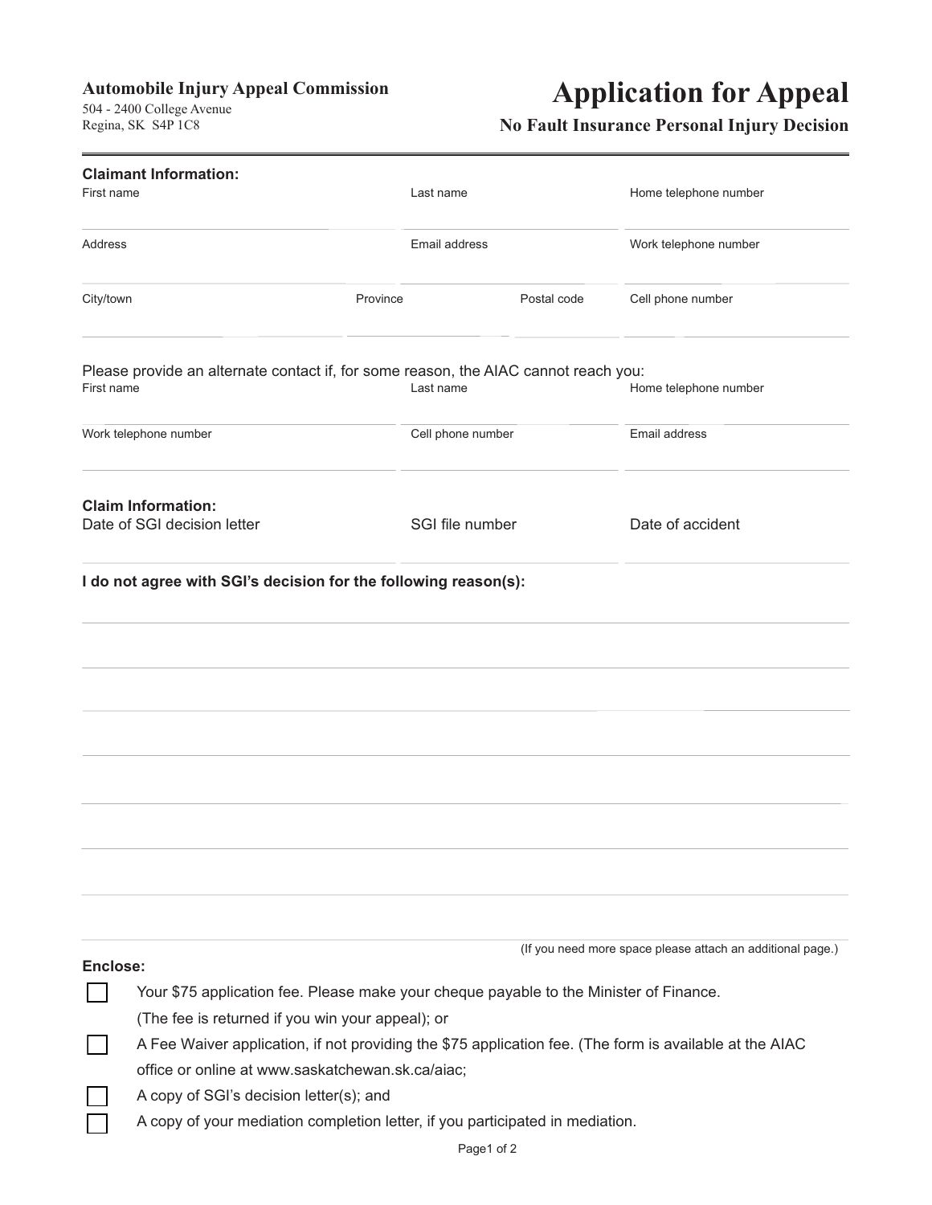**Automobile Injury Appeal Commission**
504 - 2400 College Avenue
Regina, SK S4P 1C8

# Application for Appeal

## No Fault Insurance Personal Injury Decision

**Claimant Information:**

| First name | Last name | Home telephone number |
|---|---|---|
| | | |

| Address | Email address | Work telephone number |
|---|---|---|
| | | |

| City/town | Province | Postal code | Cell phone number |
|---|---|---|---|
| | | | |

Please provide an alternate contact if, for some reason, the AIAC cannot reach you:

| First name | Last name | Home telephone number |
|---|---|---|
| | | |

| Work telephone number | Cell phone number | Email address |
|---|---|---|
| | | |

**Claim Information:**

| Date of SGI decision letter | SGI file number | Date of accident |
|---|---|---|
| | | |

**I do not agree with SGI's decision for the following reason(s):**

(If you need more space please attach an additional page.)

**Enclose:**

- ☐ Your $75 application fee. Please make your cheque payable to the Minister of Finance. (The fee is returned if you win your appeal); or
- ☐ A Fee Waiver application, if not providing the $75 application fee. (The form is available at the AIAC office or online at www.saskatchewan.sk.ca/aiac;
- ☐ A copy of SGI's decision letter(s); and
- ☐ A copy of your mediation completion letter, if you participated in mediation.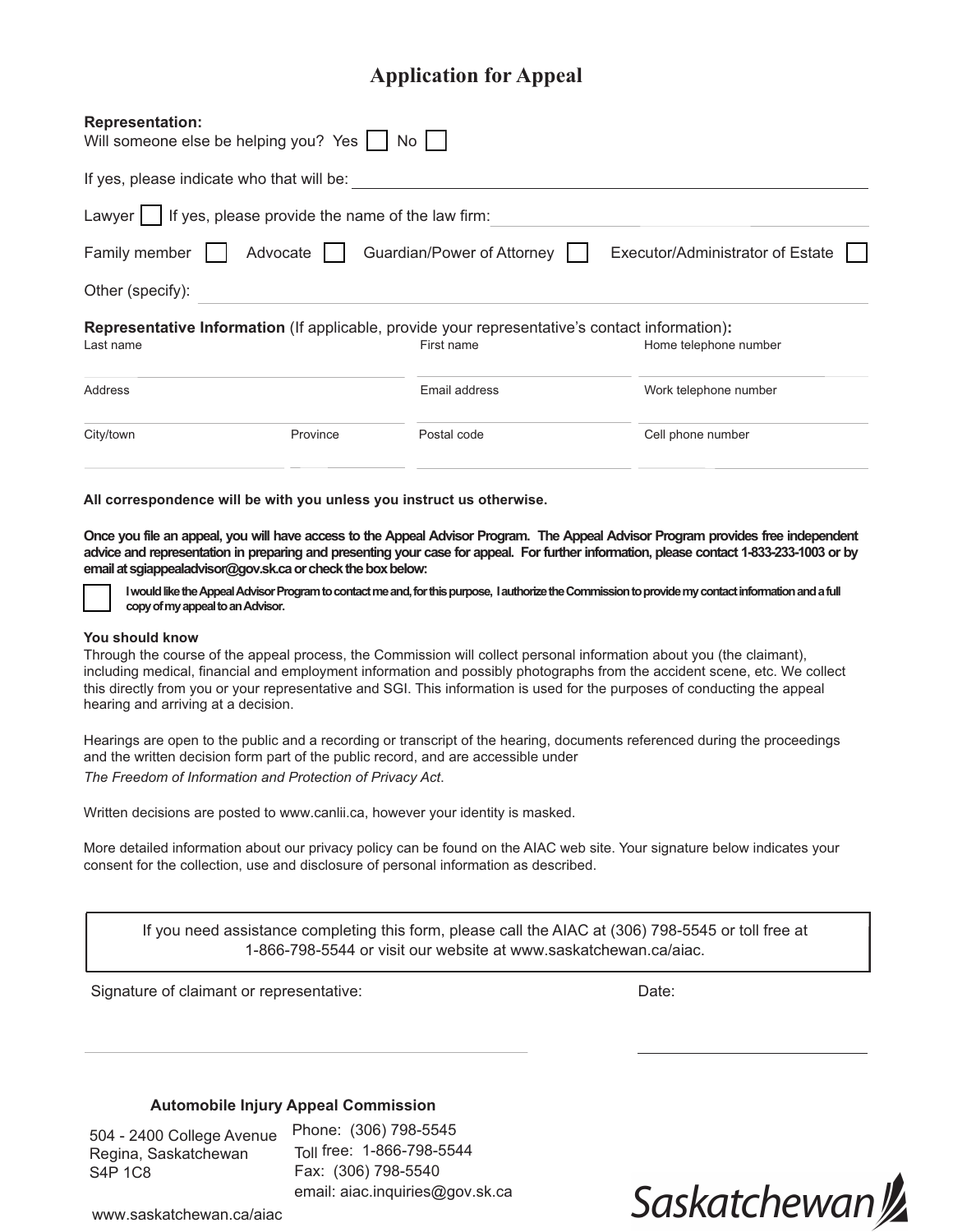# Application for Appeal

**Representation:**

Will someone else be helping you? Yes ☐ No ☐

If yes, please indicate who that will be: ____________________

Lawyer ☐ If yes, please provide the name of the law firm: ____________________

Family member ☐ Advocate ☐ Guardian/Power of Attorney ☐ Executor/Administrator of Estate ☐

Other (specify): ____________________

**Representative Information** (If applicable, provide your representative's contact information)**:**

| | | | |
|---|---|---|---|
| Last name | | First name | Home telephone number |
| Address | | Email address | Work telephone number |
| City/town | Province | Postal code | Cell phone number |

**All correspondence will be with you unless you instruct us otherwise.**

**Once you file an appeal, you will have access to the Appeal Advisor Program. The Appeal Advisor Program provides free independent advice and representation in preparing and presenting your case for appeal. For further information, please contact 1-833-233-1003 or by email at sgiappealadvisor@gov.sk.ca or check the box below:**

☐ **I would like the Appeal Advisor Program to contact me and, for this purpose, I authorize the Commission to provide my contact information and a full copy of my appeal to an Advisor.**

**You should know**

Through the course of the appeal process, the Commission will collect personal information about you (the claimant), including medical, financial and employment information and possibly photographs from the accident scene, etc. We collect this directly from you or your representative and SGI. This information is used for the purposes of conducting the appeal hearing and arriving at a decision.

Hearings are open to the public and a recording or transcript of the hearing, documents referenced during the proceedings and the written decision form part of the public record, and are accessible under *The Freedom of Information and Protection of Privacy Act*.

Written decisions are posted to www.canlii.ca, however your identity is masked.

More detailed information about our privacy policy can be found on the AIAC web site. Your signature below indicates your consent for the collection, use and disclosure of personal information as described.

If you need assistance completing this form, please call the AIAC at (306) 798-5545 or toll free at 1-866-798-5544 or visit our website at www.saskatchewan.ca/aiac.

Signature of claimant or representative: ____________________ Date: ____________

**Automobile Injury Appeal Commission**

504 - 2400 College Avenue
Regina, Saskatchewan
S4P 1C8

Phone: (306) 798-5545
Toll free: 1-866-798-5544
Fax: (306) 798-5540
email: aiac.inquiries@gov.sk.ca

www.saskatchewan.ca/aiac

Saskatchewan